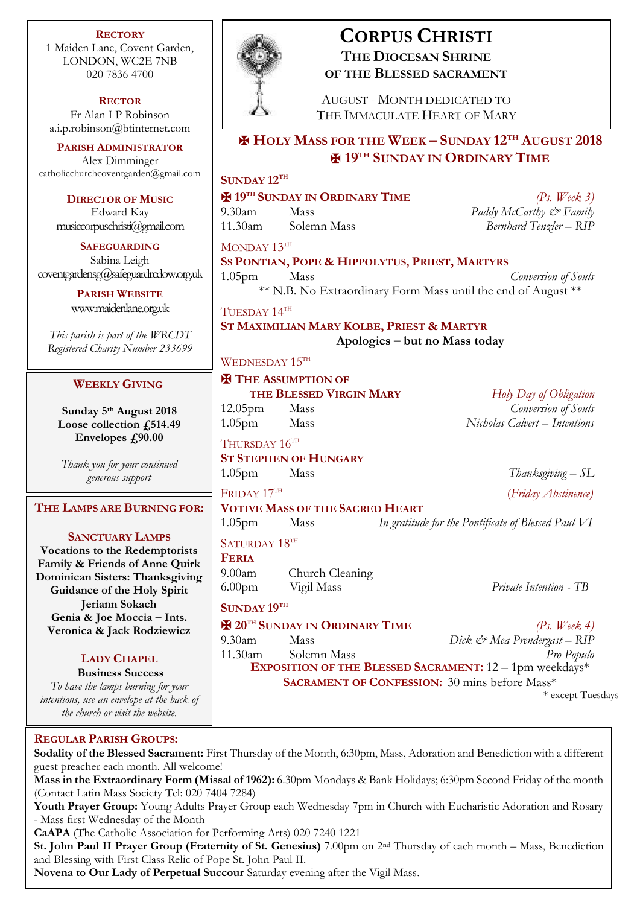# Corpus Christi

## The Diocesan Shrine of the Blessed Sacrament

August - Month dedicated to The Immaculate Heart of Mary

## ✠ Holy Mass for the Week – Sunday 12th August 2018
## ✠ 19th Sunday in Ordinary Time

**SUNDAY 12TH**

**✠ 19TH SUNDAY IN ORDINARY TIME** *(Ps. Week 3)*

| | | |
|---|---|---|
| 9.30am | Mass | *Paddy McCarthy & Family* |
| 11.30am | Solemn Mass | *Bernhard Tenzler – RIP* |

MONDAY 13TH

**SS PONTIAN, POPE & HIPPOLYTUS, PRIEST, MARTYRS**

| | | |
|---|---|---|
| 1.05pm | Mass | *Conversion of Souls* |

** N.B. No Extraordinary Form Mass until the end of August **

TUESDAY 14TH

**ST MAXIMILIAN MARY KOLBE, PRIEST & MARTYR**

**Apologies – but no Mass today**

WEDNESDAY 15TH

**✠ THE ASSUMPTION OF THE BLESSED VIRGIN MARY** *Holy Day of Obligation*

| | | |
|---|---|---|
| 12.05pm | Mass | *Conversion of Souls* |
| 1.05pm | Mass | *Nicholas Calvert – Intentions* |

THURSDAY 16TH

**ST STEPHEN OF HUNGARY**

| | | |
|---|---|---|
| 1.05pm | Mass | *Thanksgiving – SL* |

FRIDAY 17TH *(Friday Abstinence)*

**VOTIVE MASS OF THE SACRED HEART**

| | | |
|---|---|---|
| 1.05pm | Mass | *In gratitude for the Pontificate of Blessed Paul VI* |

SATURDAY 18TH

**FERIA**

| | | |
|---|---|---|
| 9.00am | Church Cleaning | |
| 6.00pm | Vigil Mass | *Private Intention - TB* |

**SUNDAY 19TH**

**✠ 20TH SUNDAY IN ORDINARY TIME** *(Ps. Week 4)*

| | | |
|---|---|---|
| 9.30am | Mass | *Dick & Mea Prendergast – RIP* |
| 11.30am | Solemn Mass | *Pro Populo* |

**EXPOSITION OF THE BLESSED SACRAMENT:** 12 – 1pm weekdays*

**SACRAMENT OF CONFESSION:** 30 mins before Mass*

\* except Tuesdays

---

**RECTORY**
1 Maiden Lane, Covent Garden,
LONDON, WC2E 7NB
020 7836 4700

**RECTOR**
Fr Alan I P Robinson
a.i.p.robinson@btinternet.com

**PARISH ADMINISTRATOR**
Alex Dimminger
catholicchurchcoventgarden@gmail.com

**DIRECTOR OF MUSIC**
Edward Kay
musiccorpuschristi@gmail.com

**SAFEGUARDING**
Sabina Leigh
coventgardensg@safeguardrcdow.org.uk

**PARISH WEBSITE**
www.maidenlane.org.uk

*This parish is part of the WRCDT Registered Charity Number 233699*

### WEEKLY GIVING

**Sunday 5th August 2018**
**Loose collection £514.49**
**Envelopes £90.00**

*Thank you for your continued generous support*

### THE LAMPS ARE BURNING FOR:

**SANCTUARY LAMPS**
**Vocations to the Redemptorists**
**Family & Friends of Anne Quirk**
**Dominican Sisters: Thanksgiving**
**Guidance of the Holy Spirit**
**Jeriann Sokach**
**Genia & Joe Moccia – Ints.**
**Veronica & Jack Rodziewicz**

**LADY CHAPEL**
**Business Success**

*To have the lamps burning for your intentions, use an envelope at the back of the church or visit the website.*

---

### REGULAR PARISH GROUPS:

**Sodality of the Blessed Sacrament:** First Thursday of the Month, 6:30pm, Mass, Adoration and Benediction with a different guest preacher each month. All welcome!

**Mass in the Extraordinary Form (Missal of 1962):** 6.30pm Mondays & Bank Holidays; 6:30pm Second Friday of the month (Contact Latin Mass Society Tel: 020 7404 7284)

**Youth Prayer Group:** Young Adults Prayer Group each Wednesday 7pm in Church with Eucharistic Adoration and Rosary - Mass first Wednesday of the Month

**CaAPA** (The Catholic Association for Performing Arts) 020 7240 1221

**St. John Paul II Prayer Group (Fraternity of St. Genesius)** 7.00pm on 2nd Thursday of each month – Mass, Benediction and Blessing with First Class Relic of Pope St. John Paul II.

**Novena to Our Lady of Perpetual Succour** Saturday evening after the Vigil Mass.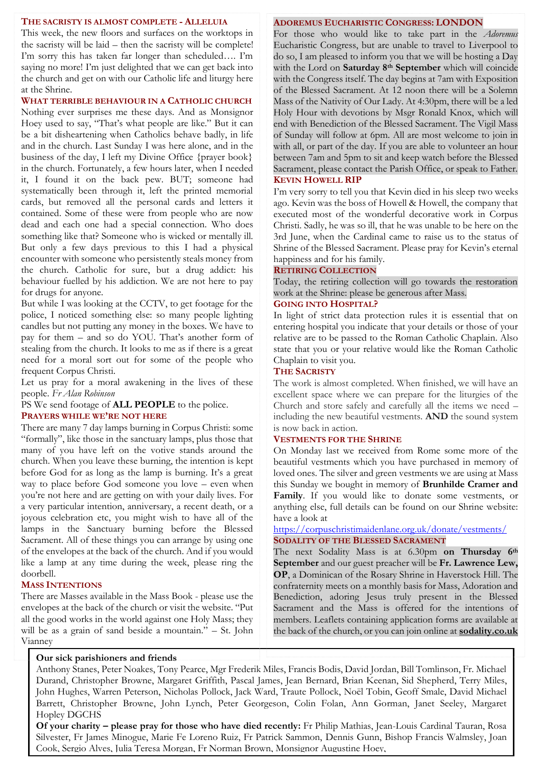### THE SACRISTY IS ALMOST COMPLETE - ALLELUIA

This week, the new floors and surfaces on the worktops in the sacristy will be laid – then the sacristy will be complete! I'm sorry this has taken far longer than scheduled…. I'm saying no more! I'm just delighted that we can get back into the church and get on with our Catholic life and liturgy here at the Shrine.

### WHAT TERRIBLE BEHAVIOUR IN A CATHOLIC CHURCH

Nothing ever surprises me these days. And as Monsignor Hoey used to say, "That's what people are like." But it can be a bit disheartening when Catholics behave badly, in life and in the church. Last Sunday I was here alone, and in the business of the day, I left my Divine Office {prayer book} in the church. Fortunately, a few hours later, when I needed it, I found it on the back pew. BUT; someone had systematically been through it, left the printed memorial cards, but removed all the personal cards and letters it contained. Some of these were from people who are now dead and each one had a special connection. Who does something like that? Someone who is wicked or mentally ill. But only a few days previous to this I had a physical encounter with someone who persistently steals money from the church. Catholic for sure, but a drug addict: his behaviour fuelled by his addiction. We are not here to pay for drugs for anyone.

But while I was looking at the CCTV, to get footage for the police, I noticed something else: so many people lighting candles but not putting any money in the boxes. We have to pay for them – and so do YOU. That's another form of stealing from the church. It looks to me as if there is a great need for a moral sort out for some of the people who frequent Corpus Christi.

Let us pray for a moral awakening in the lives of these people. *Fr Alan Robinson*

PS We send footage of **ALL PEOPLE** to the police.

### PRAYERS WHILE WE'RE NOT HERE

There are many 7 day lamps burning in Corpus Christi: some "formally", like those in the sanctuary lamps, plus those that many of you have left on the votive stands around the church. When you leave these burning, the intention is kept before God for as long as the lamp is burning. It's a great way to place before God someone you love – even when you're not here and are getting on with your daily lives. For a very particular intention, anniversary, a recent death, or a joyous celebration etc, you might wish to have all of the lamps in the Sanctuary burning before the Blessed Sacrament. All of these things you can arrange by using one of the envelopes at the back of the church. And if you would like a lamp at any time during the week, please ring the doorbell.

### MASS INTENTIONS

There are Masses available in the Mass Book - please use the envelopes at the back of the church or visit the website. "Put all the good works in the world against one Holy Mass; they will be as a grain of sand beside a mountain." – St. John Vianney

### ADOREMUS EUCHARISTIC CONGRESS: LONDON

For those who would like to take part in the *Adoremus* Eucharistic Congress, but are unable to travel to Liverpool to do so, I am pleased to inform you that we will be hosting a Day with the Lord on **Saturday 8th September** which will coincide with the Congress itself. The day begins at 7am with Exposition of the Blessed Sacrament. At 12 noon there will be a Solemn Mass of the Nativity of Our Lady. At 4:30pm, there will be a led Holy Hour with devotions by Msgr Ronald Knox, which will end with Benediction of the Blessed Sacrament. The Vigil Mass of Sunday will follow at 6pm. All are most welcome to join in with all, or part of the day. If you are able to volunteer an hour between 7am and 5pm to sit and keep watch before the Blessed Sacrament, please contact the Parish Office, or speak to Father.

### KEVIN HOWELL RIP

I'm very sorry to tell you that Kevin died in his sleep two weeks ago. Kevin was the boss of Howell & Howell, the company that executed most of the wonderful decorative work in Corpus Christi. Sadly, he was so ill, that he was unable to be here on the 3rd June, when the Cardinal came to raise us to the status of Shrine of the Blessed Sacrament. Please pray for Kevin's eternal happiness and for his family.

### RETIRING COLLECTION

Today, the retiring collection will go towards the restoration work at the Shrine: please be generous after Mass.

### GOING INTO HOSPITAL?

In light of strict data protection rules it is essential that on entering hospital you indicate that your details or those of your relative are to be passed to the Roman Catholic Chaplain. Also state that you or your relative would like the Roman Catholic Chaplain to visit you.

### THE SACRISTY

The work is almost completed. When finished, we will have an excellent space where we can prepare for the liturgies of the Church and store safely and carefully all the items we need – including the new beautiful vestments. **AND** the sound system is now back in action.

### VESTMENTS FOR THE SHRINE

On Monday last we received from Rome some more of the beautiful vestments which you have purchased in memory of loved ones. The silver and green vestments we are using at Mass this Sunday we bought in memory of **Brunhilde Cramer and Family**. If you would like to donate some vestments, or anything else, full details can be found on our Shrine website: have a look at

https://corpuschristimaidenlane.org.uk/donate/vestments/

### SODALITY OF THE BLESSED SACRAMENT

The next Sodality Mass is at 6.30pm **on Thursday 6th September** and our guest preacher will be **Fr. Lawrence Lew, OP**, a Dominican of the Rosary Shrine in Haverstock Hill. The confraternity meets on a monthly basis for Mass, Adoration and Benediction, adoring Jesus truly present in the Blessed Sacrament and the Mass is offered for the intentions of members. Leaflets containing application forms are available at the back of the church, or you can join online at **sodality.co.uk**

**Our sick parishioners and friends**

Anthony Stanes, Peter Noakes, Tony Pearce, Mgr Frederik Miles, Francis Bodis, David Jordan, Bill Tomlinson, Fr. Michael Durand, Christopher Browne, Margaret Griffith, Pascal James, Jean Bernard, Brian Keenan, Sid Shepherd, Terry Miles, John Hughes, Warren Peterson, Nicholas Pollock, Jack Ward, Traute Pollock, Noël Tobin, Geoff Smale, David Michael Barrett, Christopher Browne, John Lynch, Peter Georgeson, Colin Folan, Ann Gorman, Janet Seeley, Margaret Hopley DGCHS

**Of your charity – please pray for those who have died recently:** Fr Philip Mathias, Jean-Louis Cardinal Tauran, Rosa Silvester, Fr James Minogue, Marie Fe Loreno Ruiz, Fr Patrick Sammon, Dennis Gunn, Bishop Francis Walmsley, Joan Cook, Sergio Alves, Julia Teresa Morgan, Fr Norman Brown, Monsignor Augustine Hoey,